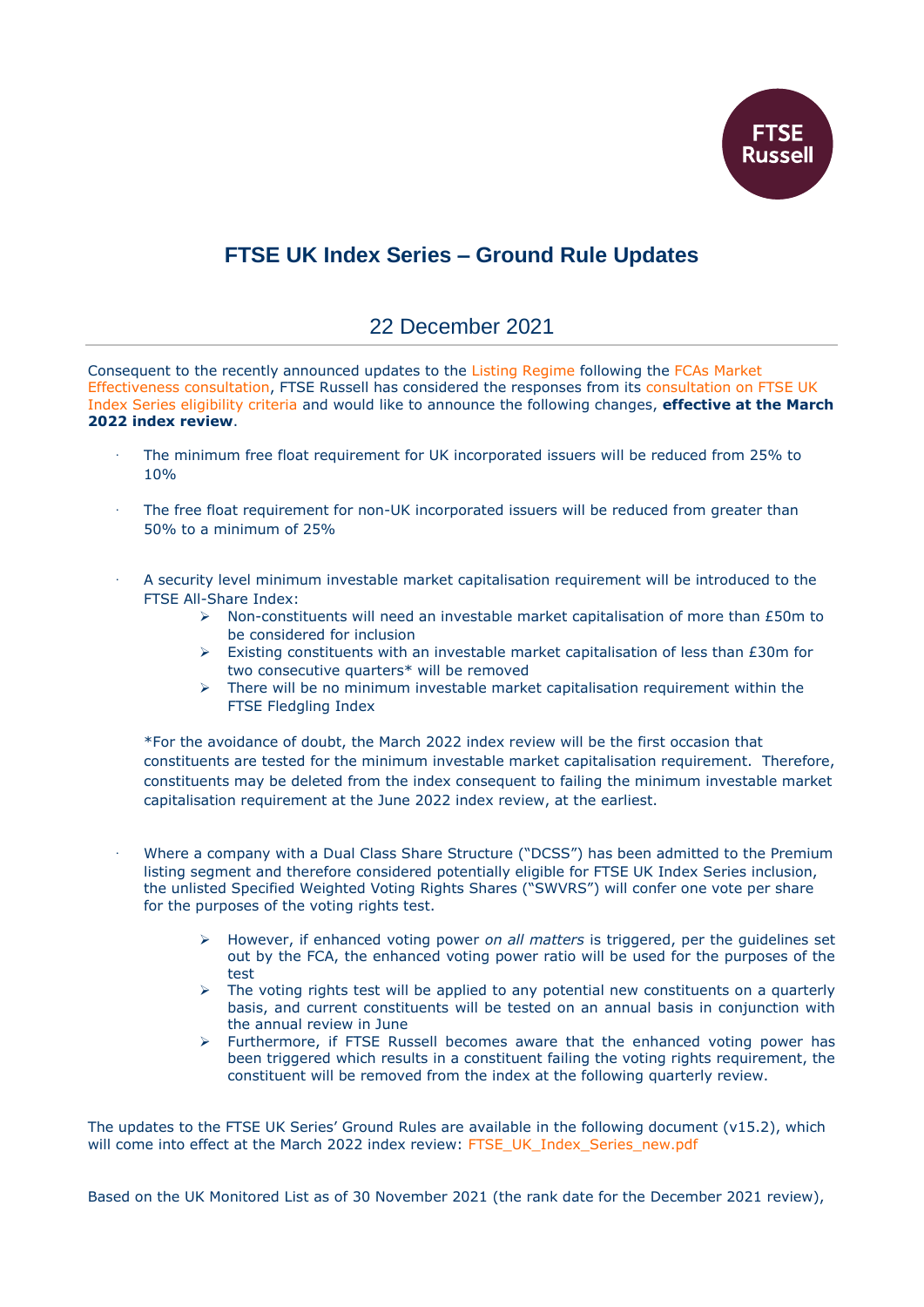# FTSE UK Index Series – Ground Rule Updates

## 22 December 2021

Consequent to the recently announced updates to the Listing Regime following the FCAs Market Effectiveness consultation, FTSE Russell has considered the responses from its consultation on FTSE UK Index Series eligibility criteria and would like to announce the following changes, **effective at the March 2022 index review**.

- The minimum free float requirement for UK incorporated issuers will be reduced from 25% to 10%
- The free float requirement for non-UK incorporated issuers will be reduced from greater than 50% to a minimum of 25%
- A security level minimum investable market capitalisation requirement will be introduced to the FTSE All-Share Index:
  - Non-constituents will need an investable market capitalisation of more than £50m to be considered for inclusion
  - Existing constituents with an investable market capitalisation of less than £30m for two consecutive quarters* will be removed
  - There will be no minimum investable market capitalisation requirement within the FTSE Fledgling Index

  *For the avoidance of doubt, the March 2022 index review will be the first occasion that constituents are tested for the minimum investable market capitalisation requirement. Therefore, constituents may be deleted from the index consequent to failing the minimum investable market capitalisation requirement at the June 2022 index review, at the earliest.

- Where a company with a Dual Class Share Structure ("DCSS") has been admitted to the Premium listing segment and therefore considered potentially eligible for FTSE UK Index Series inclusion, the unlisted Specified Weighted Voting Rights Shares ("SWVRS") will confer one vote per share for the purposes of the voting rights test.
  - However, if enhanced voting power *on all matters* is triggered, per the guidelines set out by the FCA, the enhanced voting power ratio will be used for the purposes of the test
  - The voting rights test will be applied to any potential new constituents on a quarterly basis, and current constituents will be tested on an annual basis in conjunction with the annual review in June
  - Furthermore, if FTSE Russell becomes aware that the enhanced voting power has been triggered which results in a constituent failing the voting rights requirement, the constituent will be removed from the index at the following quarterly review.

The updates to the FTSE UK Series' Ground Rules are available in the following document (v15.2), which will come into effect at the March 2022 index review: FTSE_UK_Index_Series_new.pdf

Based on the UK Monitored List as of 30 November 2021 (the rank date for the December 2021 review),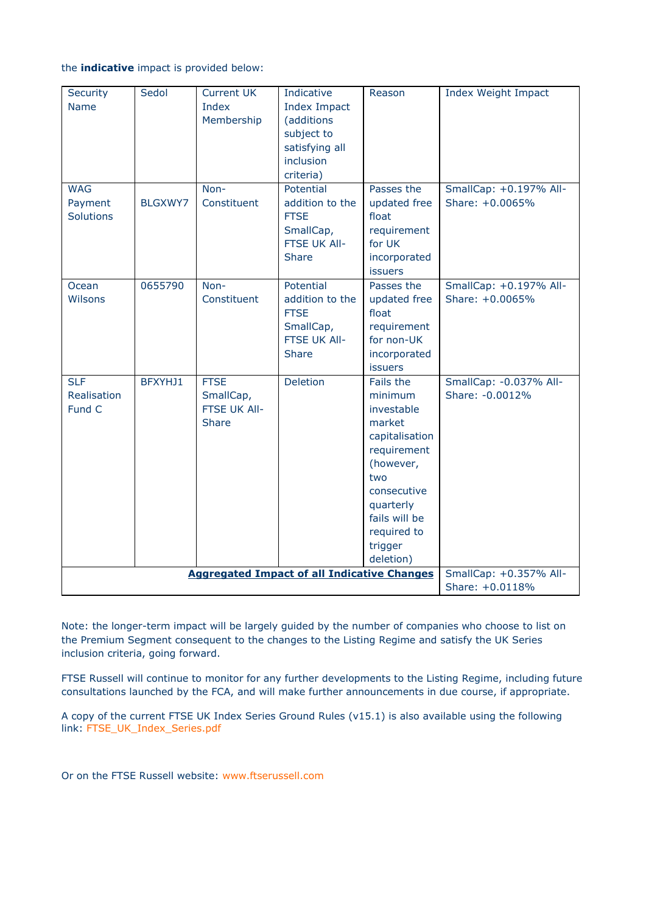the **indicative** impact is provided below:

| Security Name | Sedol | Current UK Index Membership | Indicative Index Impact (additions subject to satisfying all inclusion criteria) | Reason | Index Weight Impact |
|---|---|---|---|---|---|
| WAG Payment Solutions | BLGXWY7 | Non-Constituent | Potential addition to the FTSE SmallCap, FTSE UK All-Share | Passes the updated free float requirement for UK incorporated issuers | SmallCap: +0.197% All-Share: +0.0065% |
| Ocean Wilsons | 0655790 | Non-Constituent | Potential addition to the FTSE SmallCap, FTSE UK All-Share | Passes the updated free float requirement for non-UK incorporated issuers | SmallCap: +0.197% All-Share: +0.0065% |
| SLF Realisation Fund C | BFXYHJ1 | FTSE SmallCap, FTSE UK All-Share | Deletion | Fails the minimum investable market capitalisation requirement (however, two consecutive quarterly fails will be required to trigger deletion) | SmallCap: -0.037% All-Share: -0.0012% |
| | | | | **Aggregated Impact of all Indicative Changes** | SmallCap: +0.357% All-Share: +0.0118% |

Note: the longer-term impact will be largely guided by the number of companies who choose to list on the Premium Segment consequent to the changes to the Listing Regime and satisfy the UK Series inclusion criteria, going forward.

FTSE Russell will continue to monitor for any further developments to the Listing Regime, including future consultations launched by the FCA, and will make further announcements in due course, if appropriate.

A copy of the current FTSE UK Index Series Ground Rules (v15.1) is also available using the following link: FTSE_UK_Index_Series.pdf

Or on the FTSE Russell website: www.ftserussell.com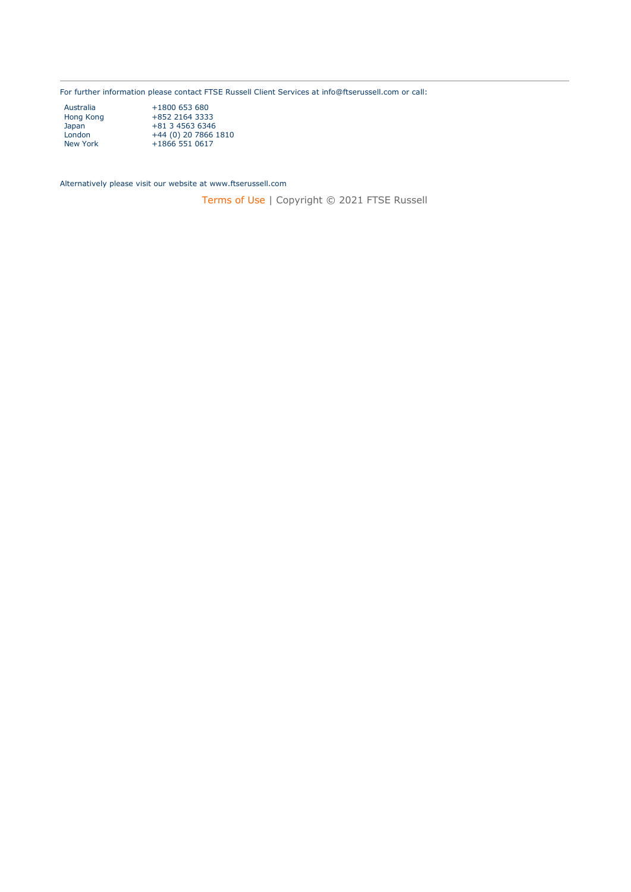For further information please contact FTSE Russell Client Services at info@ftserussell.com or call:

| | |
|---|---|
| Australia | +1800 653 680 |
| Hong Kong | +852 2164 3333 |
| Japan | +81 3 4563 6346 |
| London | +44 (0) 20 7866 1810 |
| New York | +1866 551 0617 |

Alternatively please visit our website at www.ftserussell.com

Terms of Use | Copyright © 2021 FTSE Russell